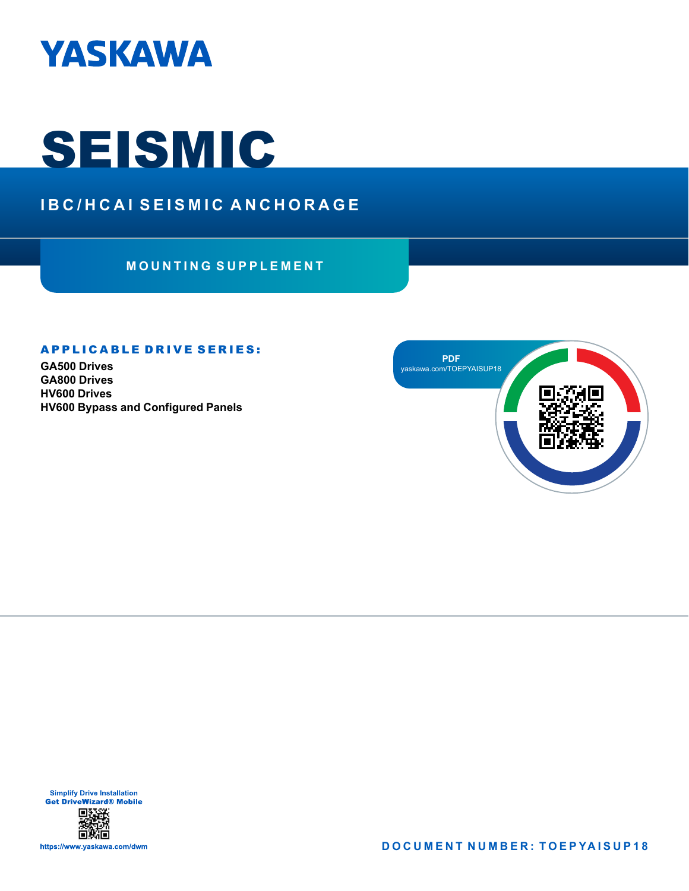YASKAWA

# SEISMIC

## IBC/HCAI SEISMIC ANCHORAGE

### MOUNTING SUPPLEMENT

**APPLICABLE DRIVE SERIES:**

**GA500 Drives**
**GA800 Drives**
**HV600 Drives**
**HV600 Bypass and Configured Panels**

PDF
yaskawa.com/TOEPYAISUP18

Simplify Drive Installation
**Get DriveWizard® Mobile**

https://www.yaskawa.com/dwm

**DOCUMENT NUMBER: TOEPYAISUP18**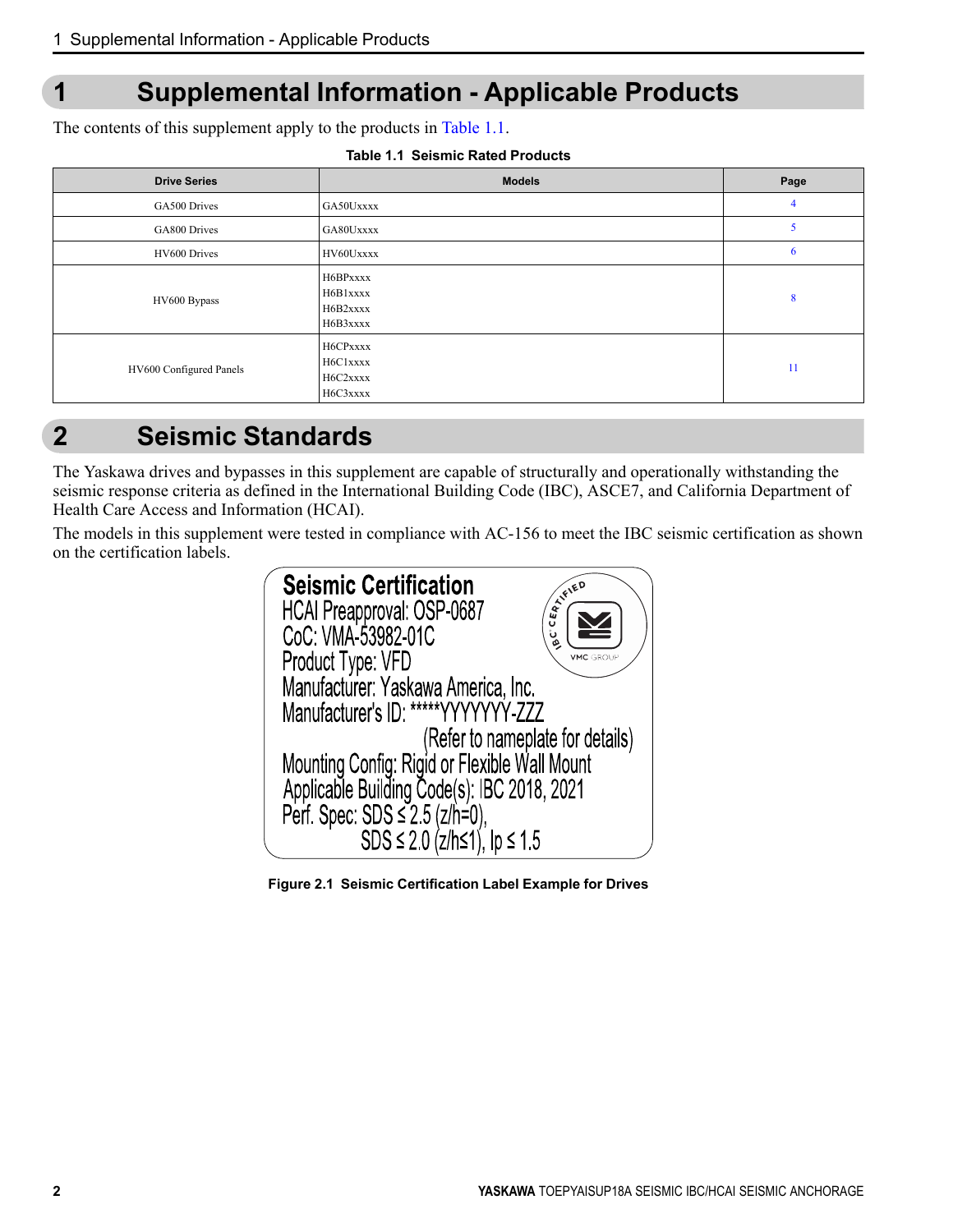# 1 Supplemental Information - Applicable Products

The contents of this supplement apply to the products in Table 1.1.

**Table 1.1 Seismic Rated Products**

| Drive Series | Models | Page |
|---|---|---|
| GA500 Drives | GA50Uxxxx | 4 |
| GA800 Drives | GA80Uxxxx | 5 |
| HV600 Drives | HV60Uxxxx | 6 |
| HV600 Bypass | H6BPxxxx<br>H6B1xxxx<br>H6B2xxxx<br>H6B3xxxx | 8 |
| HV600 Configured Panels | H6CPxxxx<br>H6C1xxxx<br>H6C2xxxx<br>H6C3xxxx | 11 |

# 2 Seismic Standards

The Yaskawa drives and bypasses in this supplement are capable of structurally and operationally withstanding the seismic response criteria as defined in the International Building Code (IBC), ASCE7, and California Department of Health Care Access and Information (HCAI).

The models in this supplement were tested in compliance with AC-156 to meet the IBC seismic certification as shown on the certification labels.

**Seismic Certification**
HCAI Preapproval: OSP-0687
CoC: VMA-53982-01C
Product Type: VFD
Manufacturer: Yaskawa America, Inc.
Manufacturer's ID: *****YYYYYYY-ZZZ
(Refer to nameplate for details)
Mounting Config: Rigid or Flexible Wall Mount
Applicable Building Code(s): IBC 2018, 2021
Perf. Spec: SDS ≤ 2.5 (z/h=0),
SDS ≤ 2.0 (z/h≤1), Ip ≤ 1.5

IBC CERTIFIED
VMC GROUP

**Figure 2.1 Seismic Certification Label Example for Drives**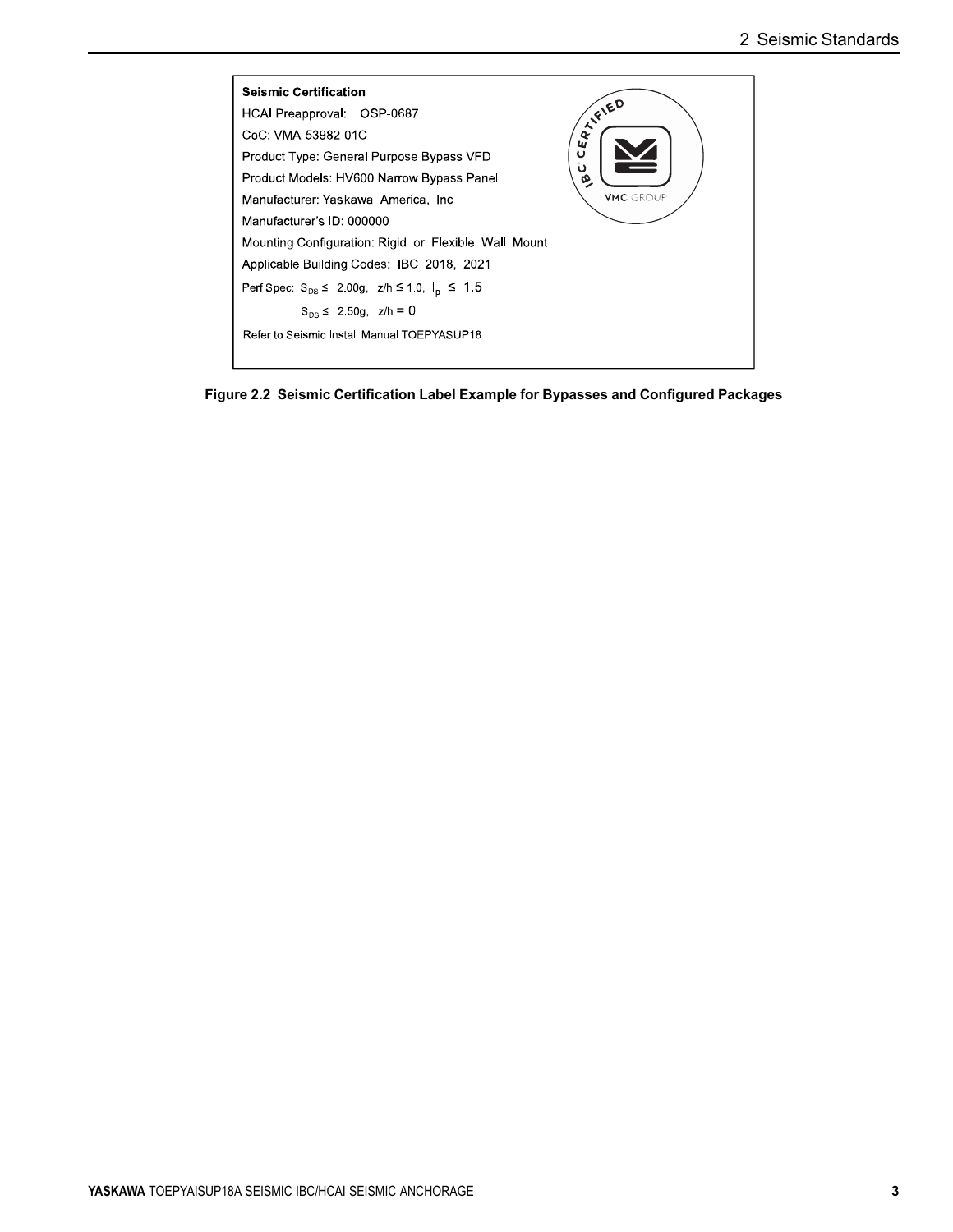**Seismic Certification**

HCAI Preapproval: OSP-0687

CoC: VMA-53982-01C

Product Type: General Purpose Bypass VFD

Product Models: HV600 Narrow Bypass Panel

Manufacturer: Yaskawa America, Inc

Manufacturer's ID: 000000

Mounting Configuration: Rigid or Flexible Wall Mount

Applicable Building Codes: IBC 2018, 2021

Perf Spec: $S_{DS} \leq 2.00g$, $z/h \leq 1.0$, $I_p \leq 1.5$

$S_{DS} \leq 2.50g$, $z/h = 0$

Refer to Seismic Install Manual TOEPYASUP18

IBC CERTIFIED — VMC GROUP

**Figure 2.2 Seismic Certification Label Example for Bypasses and Configured Packages**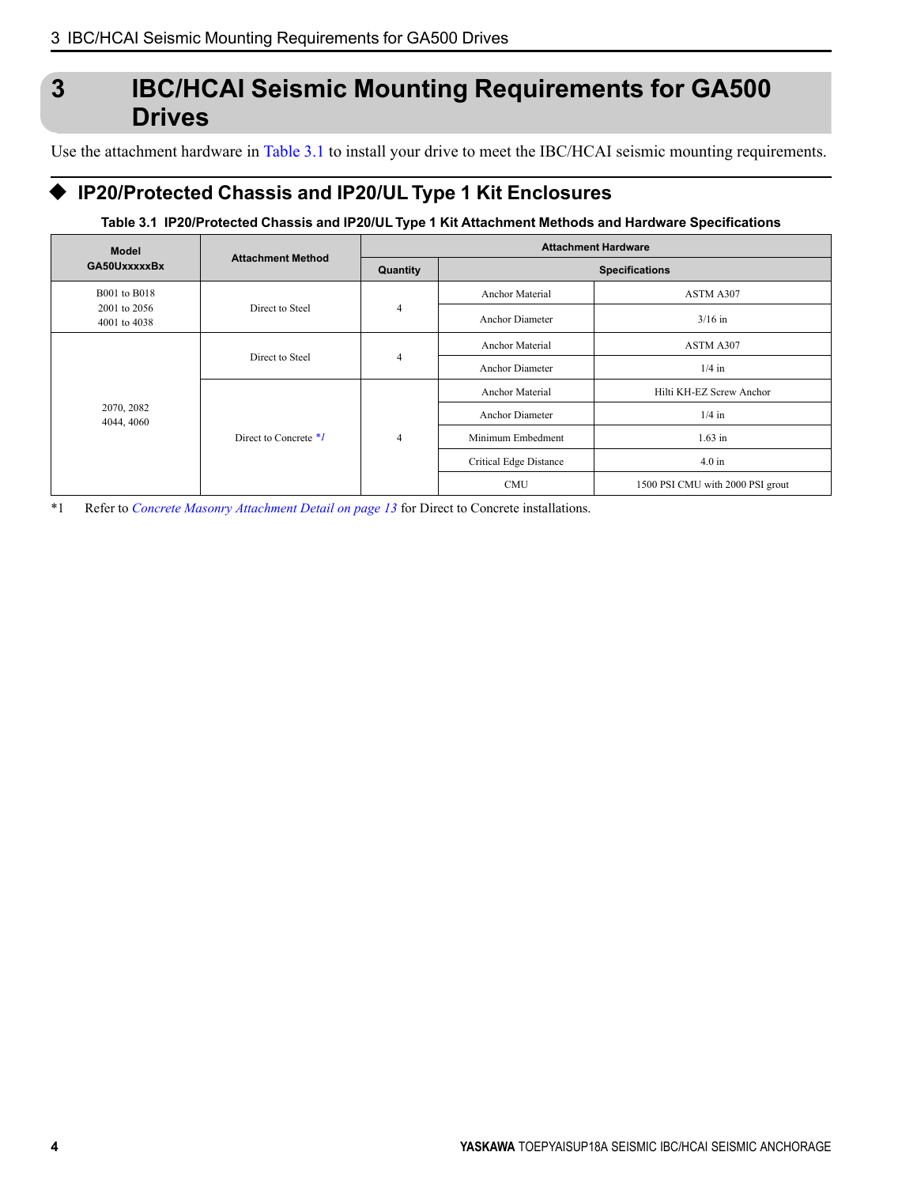# 3 IBC/HCAI Seismic Mounting Requirements for GA500 Drives

Use the attachment hardware in Table 3.1 to install your drive to meet the IBC/HCAI seismic mounting requirements.

## ◆ IP20/Protected Chassis and IP20/UL Type 1 Kit Enclosures

**Table 3.1 IP20/Protected Chassis and IP20/UL Type 1 Kit Attachment Methods and Hardware Specifications**

| Model GA50UxxxxxBx | Attachment Method | Attachment Hardware | | |
|---|---|---|---|---|
| | | Quantity | Specifications | |
| B001 to B018<br>2001 to 2056<br>4001 to 4038 | Direct to Steel | 4 | Anchor Material | ASTM A307 |
| | | | Anchor Diameter | 3/16 in |
| 2070, 2082<br>4044, 4060 | Direct to Steel | 4 | Anchor Material | ASTM A307 |
| | | | Anchor Diameter | 1/4 in |
| | Direct to Concrete *1 | 4 | Anchor Material | Hilti KH-EZ Screw Anchor |
| | | | Anchor Diameter | 1/4 in |
| | | | Minimum Embedment | 1.63 in |
| | | | Critical Edge Distance | 4.0 in |
| | | | CMU | 1500 PSI CMU with 2000 PSI grout |

*1 Refer to *Concrete Masonry Attachment Detail on page 13* for Direct to Concrete installations.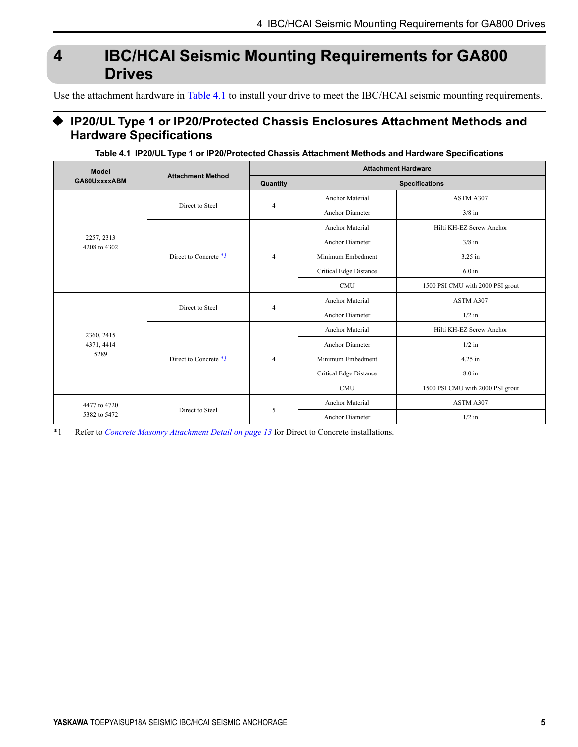# 4 IBC/HCAI Seismic Mounting Requirements for GA800 Drives

Use the attachment hardware in Table 4.1 to install your drive to meet the IBC/HCAI seismic mounting requirements.

## ◆ IP20/UL Type 1 or IP20/Protected Chassis Enclosures Attachment Methods and Hardware Specifications

**Table 4.1 IP20/UL Type 1 or IP20/Protected Chassis Attachment Methods and Hardware Specifications**

| Model GA80UxxxxABM | Attachment Method | Attachment Hardware | | |
|---|---|---|---|---|
| | | Quantity | Specifications | |
| 2257, 2313<br>4208 to 4302 | Direct to Steel | 4 | Anchor Material | ASTM A307 |
| | | | Anchor Diameter | 3/8 in |
| | Direct to Concrete *1 | 4 | Anchor Material | Hilti KH-EZ Screw Anchor |
| | | | Anchor Diameter | 3/8 in |
| | | | Minimum Embedment | 3.25 in |
| | | | Critical Edge Distance | 6.0 in |
| | | | CMU | 1500 PSI CMU with 2000 PSI grout |
| 2360, 2415<br>4371, 4414<br>5289 | Direct to Steel | 4 | Anchor Material | ASTM A307 |
| | | | Anchor Diameter | 1/2 in |
| | Direct to Concrete *1 | 4 | Anchor Material | Hilti KH-EZ Screw Anchor |
| | | | Anchor Diameter | 1/2 in |
| | | | Minimum Embedment | 4.25 in |
| | | | Critical Edge Distance | 8.0 in |
| | | | CMU | 1500 PSI CMU with 2000 PSI grout |
| 4477 to 4720<br>5382 to 5472 | Direct to Steel | 5 | Anchor Material | ASTM A307 |
| | | | Anchor Diameter | 1/2 in |

*1 Refer to *Concrete Masonry Attachment Detail on page 13* for Direct to Concrete installations.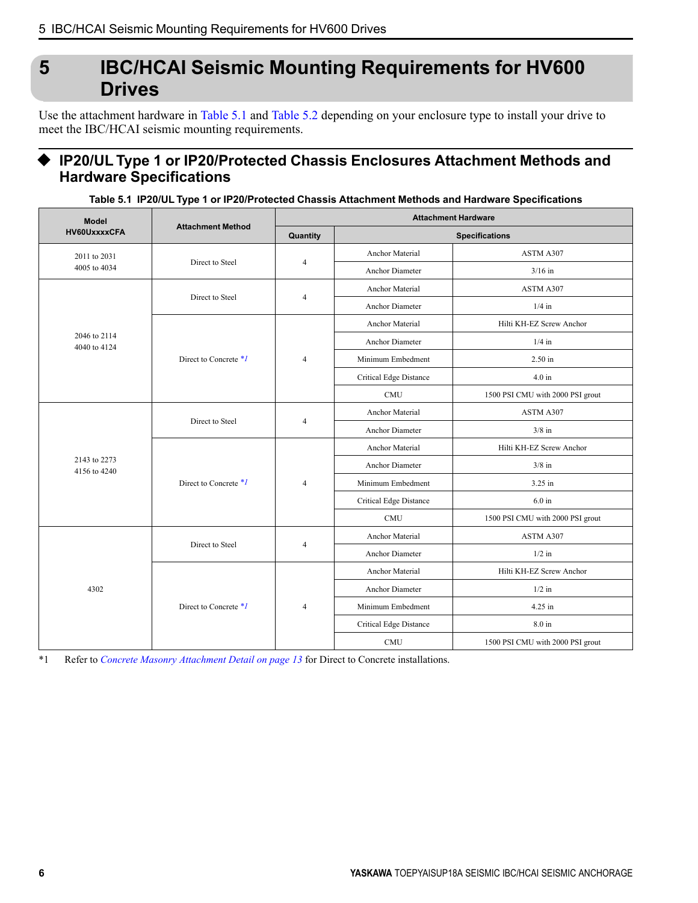# 5 IBC/HCAI Seismic Mounting Requirements for HV600 Drives

Use the attachment hardware in Table 5.1 and Table 5.2 depending on your enclosure type to install your drive to meet the IBC/HCAI seismic mounting requirements.

## ◆ IP20/UL Type 1 or IP20/Protected Chassis Enclosures Attachment Methods and Hardware Specifications

**Table 5.1 IP20/UL Type 1 or IP20/Protected Chassis Attachment Methods and Hardware Specifications**

| Model HV60UxxxxCFA | Attachment Method | Attachment Hardware | | |
|---|---|---|---|---|
| | | Quantity | Specifications | |
| 2011 to 2031<br>4005 to 4034 | Direct to Steel | 4 | Anchor Material | ASTM A307 |
| | | | Anchor Diameter | 3/16 in |
| 2046 to 2114<br>4040 to 4124 | Direct to Steel | 4 | Anchor Material | ASTM A307 |
| | | | Anchor Diameter | 1/4 in |
| | Direct to Concrete *1 | 4 | Anchor Material | Hilti KH-EZ Screw Anchor |
| | | | Anchor Diameter | 1/4 in |
| | | | Minimum Embedment | 2.50 in |
| | | | Critical Edge Distance | 4.0 in |
| | | | CMU | 1500 PSI CMU with 2000 PSI grout |
| 2143 to 2273<br>4156 to 4240 | Direct to Steel | 4 | Anchor Material | ASTM A307 |
| | | | Anchor Diameter | 3/8 in |
| | Direct to Concrete *1 | 4 | Anchor Material | Hilti KH-EZ Screw Anchor |
| | | | Anchor Diameter | 3/8 in |
| | | | Minimum Embedment | 3.25 in |
| | | | Critical Edge Distance | 6.0 in |
| | | | CMU | 1500 PSI CMU with 2000 PSI grout |
| 4302 | Direct to Steel | 4 | Anchor Material | ASTM A307 |
| | | | Anchor Diameter | 1/2 in |
| | Direct to Concrete *1 | 4 | Anchor Material | Hilti KH-EZ Screw Anchor |
| | | | Anchor Diameter | 1/2 in |
| | | | Minimum Embedment | 4.25 in |
| | | | Critical Edge Distance | 8.0 in |
| | | | CMU | 1500 PSI CMU with 2000 PSI grout |

*1 Refer to *Concrete Masonry Attachment Detail on page 13* for Direct to Concrete installations.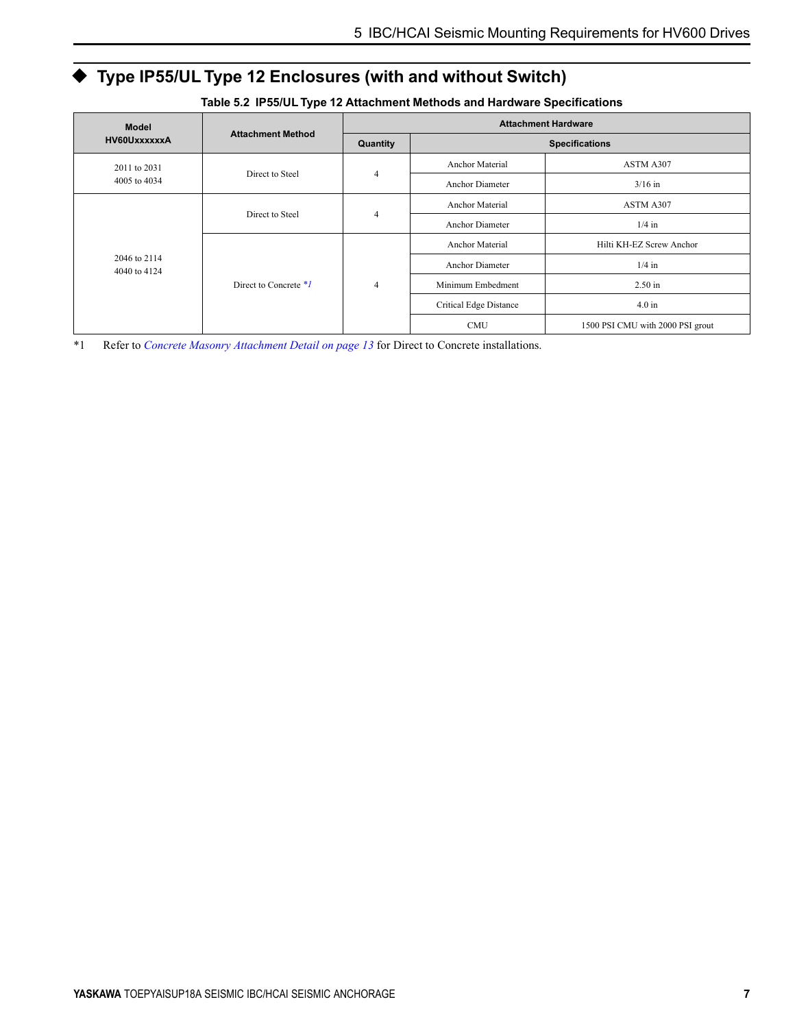## ◆ Type IP55/UL Type 12 Enclosures (with and without Switch)

**Table 5.2 IP55/UL Type 12 Attachment Methods and Hardware Specifications**

| Model HV60UxxxxxxA | Attachment Method | Attachment Hardware | | |
|---|---|---|---|---|
| | | Quantity | Specifications | |
| 2011 to 2031<br>4005 to 4034 | Direct to Steel | 4 | Anchor Material | ASTM A307 |
| | | | Anchor Diameter | 3/16 in |
| 2046 to 2114<br>4040 to 4124 | Direct to Steel | 4 | Anchor Material | ASTM A307 |
| | | | Anchor Diameter | 1/4 in |
| | Direct to Concrete *1 | 4 | Anchor Material | Hilti KH-EZ Screw Anchor |
| | | | Anchor Diameter | 1/4 in |
| | | | Minimum Embedment | 2.50 in |
| | | | Critical Edge Distance | 4.0 in |
| | | | CMU | 1500 PSI CMU with 2000 PSI grout |

*1 Refer to *Concrete Masonry Attachment Detail on page 13* for Direct to Concrete installations.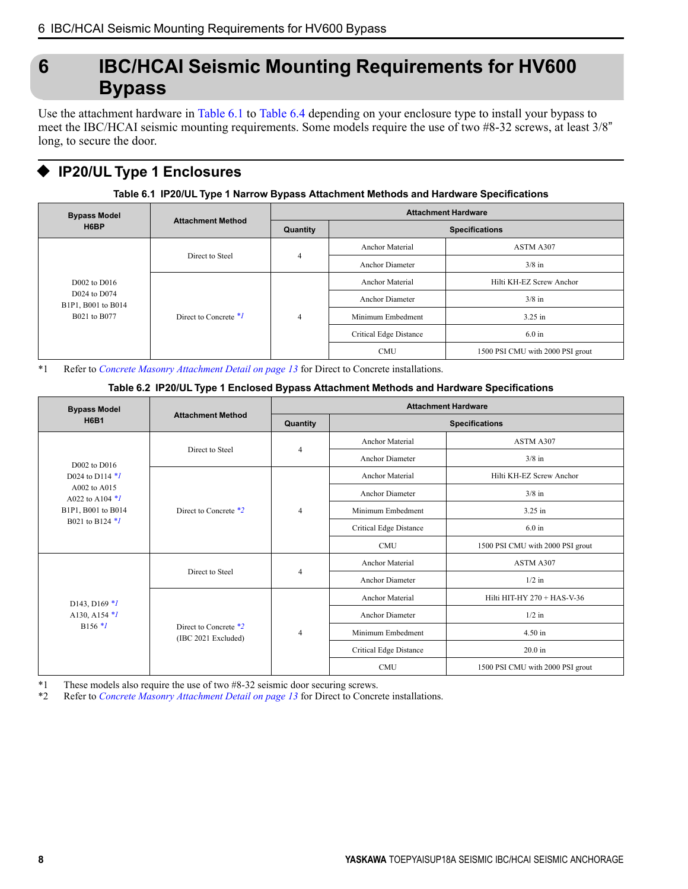# 6 IBC/HCAI Seismic Mounting Requirements for HV600 Bypass

Use the attachment hardware in Table 6.1 to Table 6.4 depending on your enclosure type to install your bypass to meet the IBC/HCAI seismic mounting requirements. Some models require the use of two #8-32 screws, at least 3/8” long, to secure the door.

## ◆ IP20/UL Type 1 Enclosures

**Table 6.1 IP20/UL Type 1 Narrow Bypass Attachment Methods and Hardware Specifications**

| Bypass Model H6BP | Attachment Method | Attachment Hardware | | |
|---|---|---|---|---|
| | | Quantity | Specifications | |
| D002 to D016<br>D024 to D074<br>B1P1, B001 to B014<br>B021 to B077 | Direct to Steel | 4 | Anchor Material | ASTM A307 |
| | | | Anchor Diameter | 3/8 in |
| | Direct to Concrete *1 | 4 | Anchor Material | Hilti KH-EZ Screw Anchor |
| | | | Anchor Diameter | 3/8 in |
| | | | Minimum Embedment | 3.25 in |
| | | | Critical Edge Distance | 6.0 in |
| | | | CMU | 1500 PSI CMU with 2000 PSI grout |

*1 Refer to *Concrete Masonry Attachment Detail on page 13* for Direct to Concrete installations.

**Table 6.2 IP20/UL Type 1 Enclosed Bypass Attachment Methods and Hardware Specifications**

| Bypass Model H6B1 | Attachment Method | Attachment Hardware | | |
|---|---|---|---|---|
| | | Quantity | Specifications | |
| D002 to D016<br>D024 to D114 *1<br>A002 to A015<br>A022 to A104 *1<br>B1P1, B001 to B014<br>B021 to B124 *1 | Direct to Steel | 4 | Anchor Material | ASTM A307 |
| | | | Anchor Diameter | 3/8 in |
| | Direct to Concrete *2 | 4 | Anchor Material | Hilti KH-EZ Screw Anchor |
| | | | Anchor Diameter | 3/8 in |
| | | | Minimum Embedment | 3.25 in |
| | | | Critical Edge Distance | 6.0 in |
| | | | CMU | 1500 PSI CMU with 2000 PSI grout |
| D143, D169 *1<br>A130, A154 *1<br>B156 *1 | Direct to Steel | 4 | Anchor Material | ASTM A307 |
| | | | Anchor Diameter | 1/2 in |
| | Direct to Concrete *2<br>(IBC 2021 Excluded) | 4 | Anchor Material | Hilti HIT-HY 270 + HAS-V-36 |
| | | | Anchor Diameter | 1/2 in |
| | | | Minimum Embedment | 4.50 in |
| | | | Critical Edge Distance | 20.0 in |
| | | | CMU | 1500 PSI CMU with 2000 PSI grout |

*1 These models also require the use of two #8-32 seismic door securing screws.
*2 Refer to *Concrete Masonry Attachment Detail on page 13* for Direct to Concrete installations.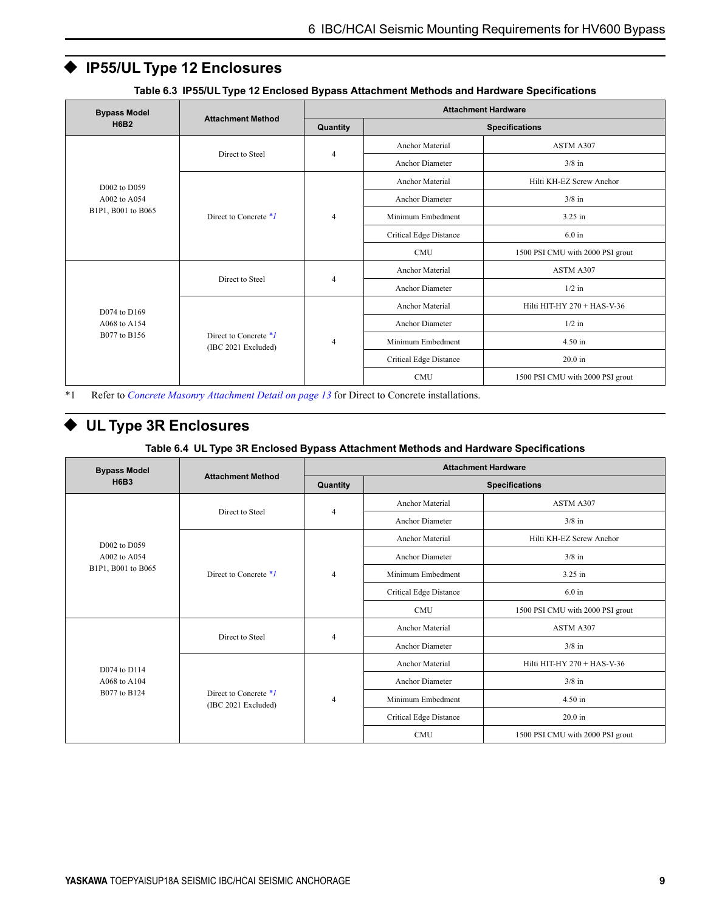## ◆ IP55/UL Type 12 Enclosures

**Table 6.3 IP55/UL Type 12 Enclosed Bypass Attachment Methods and Hardware Specifications**

| Bypass Model H6B2 | Attachment Method | Attachment Hardware | | |
|---|---|---|---|---|
| | | Quantity | Specifications | |
| D002 to D059<br>A002 to A054<br>B1P1, B001 to B065 | Direct to Steel | 4 | Anchor Material | ASTM A307 |
| | | | Anchor Diameter | 3/8 in |
| | Direct to Concrete *1 | 4 | Anchor Material | Hilti KH-EZ Screw Anchor |
| | | | Anchor Diameter | 3/8 in |
| | | | Minimum Embedment | 3.25 in |
| | | | Critical Edge Distance | 6.0 in |
| | | | CMU | 1500 PSI CMU with 2000 PSI grout |
| D074 to D169<br>A068 to A154<br>B077 to B156 | Direct to Steel | 4 | Anchor Material | ASTM A307 |
| | | | Anchor Diameter | 1/2 in |
| | Direct to Concrete *1<br>(IBC 2021 Excluded) | 4 | Anchor Material | Hilti HIT-HY 270 + HAS-V-36 |
| | | | Anchor Diameter | 1/2 in |
| | | | Minimum Embedment | 4.50 in |
| | | | Critical Edge Distance | 20.0 in |
| | | | CMU | 1500 PSI CMU with 2000 PSI grout |

*1 Refer to *Concrete Masonry Attachment Detail on page 13* for Direct to Concrete installations.

## ◆ UL Type 3R Enclosures

**Table 6.4 UL Type 3R Enclosed Bypass Attachment Methods and Hardware Specifications**

| Bypass Model H6B3 | Attachment Method | Attachment Hardware | | |
|---|---|---|---|---|
| | | Quantity | Specifications | |
| D002 to D059<br>A002 to A054<br>B1P1, B001 to B065 | Direct to Steel | 4 | Anchor Material | ASTM A307 |
| | | | Anchor Diameter | 3/8 in |
| | Direct to Concrete *1 | 4 | Anchor Material | Hilti KH-EZ Screw Anchor |
| | | | Anchor Diameter | 3/8 in |
| | | | Minimum Embedment | 3.25 in |
| | | | Critical Edge Distance | 6.0 in |
| | | | CMU | 1500 PSI CMU with 2000 PSI grout |
| D074 to D114<br>A068 to A104<br>B077 to B124 | Direct to Steel | 4 | Anchor Material | ASTM A307 |
| | | | Anchor Diameter | 3/8 in |
| | Direct to Concrete *1<br>(IBC 2021 Excluded) | 4 | Anchor Material | Hilti HIT-HY 270 + HAS-V-36 |
| | | | Anchor Diameter | 3/8 in |
| | | | Minimum Embedment | 4.50 in |
| | | | Critical Edge Distance | 20.0 in |
| | | | CMU | 1500 PSI CMU with 2000 PSI grout |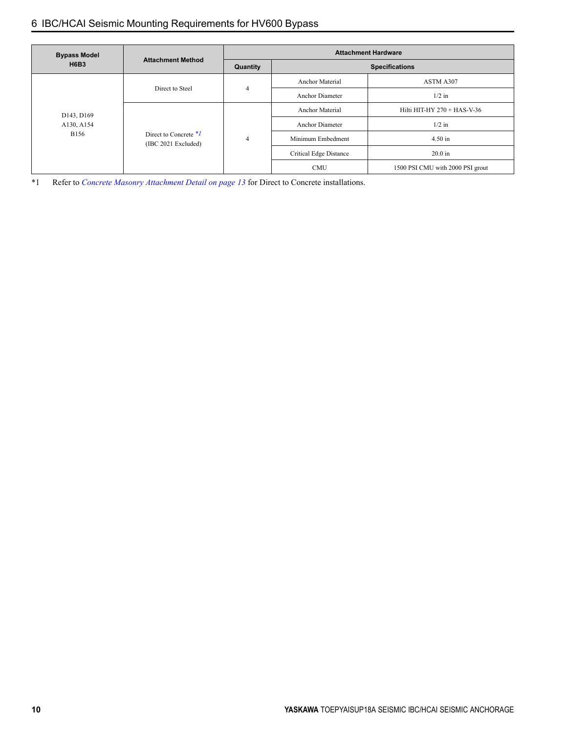| Bypass Model H6B3 | Attachment Method | Attachment Hardware | | |
|---|---|---|---|---|
| | | Quantity | Specifications | |
| D143, D169<br>A130, A154<br>B156 | Direct to Steel | 4 | Anchor Material | ASTM A307 |
| | | | Anchor Diameter | 1/2 in |
| | Direct to Concrete *1<br>(IBC 2021 Excluded) | 4 | Anchor Material | Hilti HIT-HY 270 + HAS-V-36 |
| | | | Anchor Diameter | 1/2 in |
| | | | Minimum Embedment | 4.50 in |
| | | | Critical Edge Distance | 20.0 in |
| | | | CMU | 1500 PSI CMU with 2000 PSI grout |

*1 Refer to *Concrete Masonry Attachment Detail on page 13* for Direct to Concrete installations.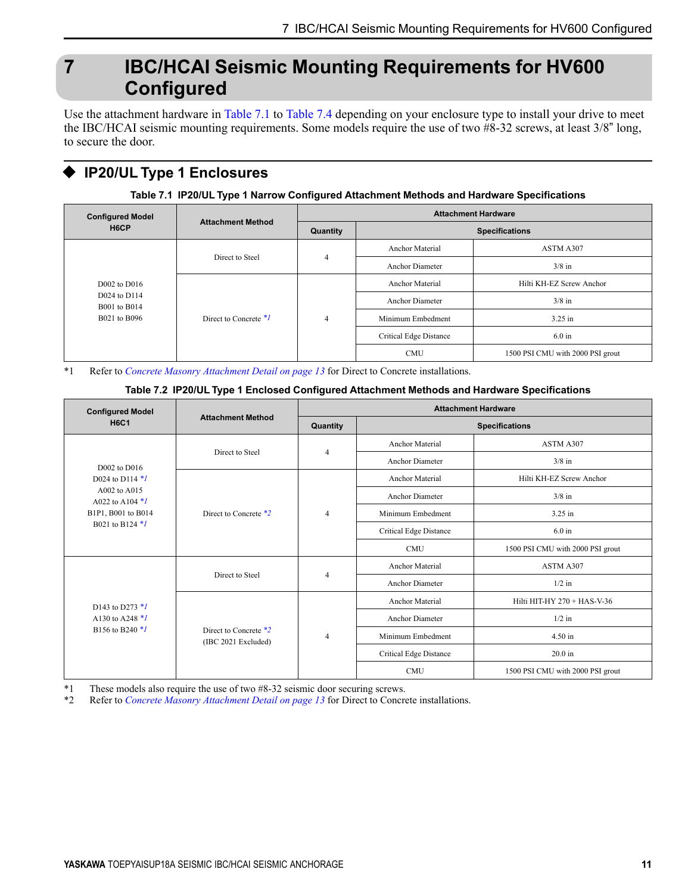# 7 IBC/HCAI Seismic Mounting Requirements for HV600 Configured

Use the attachment hardware in Table 7.1 to Table 7.4 depending on your enclosure type to install your drive to meet the IBC/HCAI seismic mounting requirements. Some models require the use of two #8-32 screws, at least 3/8" long, to secure the door.

## ◆ IP20/UL Type 1 Enclosures

**Table 7.1 IP20/UL Type 1 Narrow Configured Attachment Methods and Hardware Specifications**

| Configured Model H6CP | Attachment Method | Attachment Hardware | | |
|---|---|---|---|---|
| | | Quantity | Specifications | |
| D002 to D016<br>D024 to D114<br>B001 to B014<br>B021 to B096 | Direct to Steel | 4 | Anchor Material | ASTM A307 |
| | | | Anchor Diameter | 3/8 in |
| | Direct to Concrete *1 | 4 | Anchor Material | Hilti KH-EZ Screw Anchor |
| | | | Anchor Diameter | 3/8 in |
| | | | Minimum Embedment | 3.25 in |
| | | | Critical Edge Distance | 6.0 in |
| | | | CMU | 1500 PSI CMU with 2000 PSI grout |

*1 Refer to *Concrete Masonry Attachment Detail on page 13* for Direct to Concrete installations.

**Table 7.2 IP20/UL Type 1 Enclosed Configured Attachment Methods and Hardware Specifications**

| Configured Model H6C1 | Attachment Method | Attachment Hardware | | |
|---|---|---|---|---|
| | | Quantity | Specifications | |
| D002 to D016<br>D024 to D114 *1<br>A002 to A015<br>A022 to A104 *1<br>B1P1, B001 to B014<br>B021 to B124 *1 | Direct to Steel | 4 | Anchor Material | ASTM A307 |
| | | | Anchor Diameter | 3/8 in |
| | Direct to Concrete *2 | 4 | Anchor Material | Hilti KH-EZ Screw Anchor |
| | | | Anchor Diameter | 3/8 in |
| | | | Minimum Embedment | 3.25 in |
| | | | Critical Edge Distance | 6.0 in |
| | | | CMU | 1500 PSI CMU with 2000 PSI grout |
| D143 to D273 *1<br>A130 to A248 *1<br>B156 to B240 *1 | Direct to Steel | 4 | Anchor Material | ASTM A307 |
| | | | Anchor Diameter | 1/2 in |
| | Direct to Concrete *2<br>(IBC 2021 Excluded) | 4 | Anchor Material | Hilti HIT-HY 270 + HAS-V-36 |
| | | | Anchor Diameter | 1/2 in |
| | | | Minimum Embedment | 4.50 in |
| | | | Critical Edge Distance | 20.0 in |
| | | | CMU | 1500 PSI CMU with 2000 PSI grout |

*1 These models also require the use of two #8-32 seismic door securing screws.
*2 Refer to *Concrete Masonry Attachment Detail on page 13* for Direct to Concrete installations.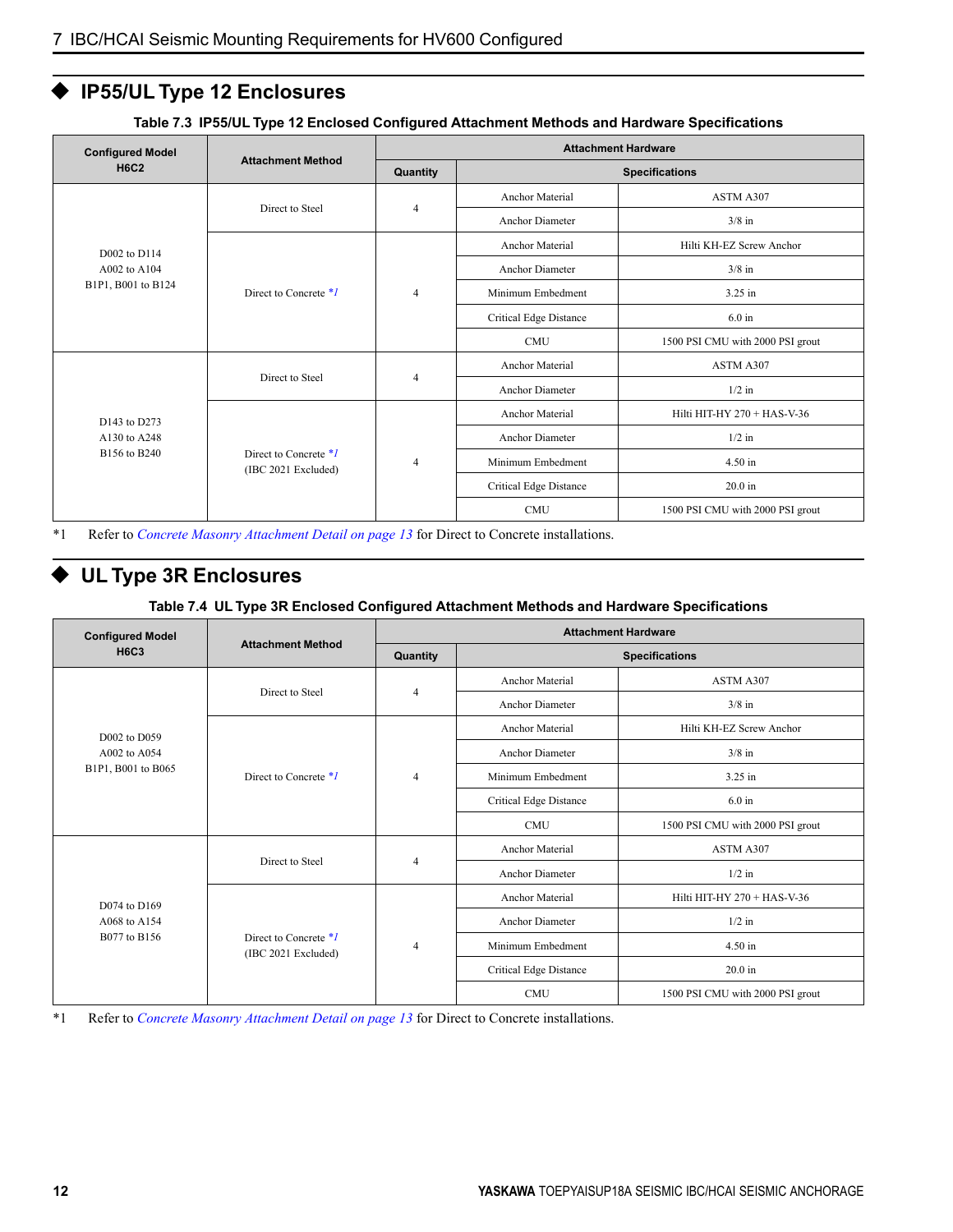## ◆ IP55/UL Type 12 Enclosures

**Table 7.3 IP55/UL Type 12 Enclosed Configured Attachment Methods and Hardware Specifications**

| Configured Model H6C2 | Attachment Method | Attachment Hardware | | |
|---|---|---|---|---|
| | | Quantity | Specifications | |
| D002 to D114<br>A002 to A104<br>B1P1, B001 to B124 | Direct to Steel | 4 | Anchor Material | ASTM A307 |
| | | | Anchor Diameter | 3/8 in |
| | Direct to Concrete *1 | 4 | Anchor Material | Hilti KH-EZ Screw Anchor |
| | | | Anchor Diameter | 3/8 in |
| | | | Minimum Embedment | 3.25 in |
| | | | Critical Edge Distance | 6.0 in |
| | | | CMU | 1500 PSI CMU with 2000 PSI grout |
| D143 to D273<br>A130 to A248<br>B156 to B240 | Direct to Steel | 4 | Anchor Material | ASTM A307 |
| | | | Anchor Diameter | 1/2 in |
| | Direct to Concrete *1<br>(IBC 2021 Excluded) | 4 | Anchor Material | Hilti HIT-HY 270 + HAS-V-36 |
| | | | Anchor Diameter | 1/2 in |
| | | | Minimum Embedment | 4.50 in |
| | | | Critical Edge Distance | 20.0 in |
| | | | CMU | 1500 PSI CMU with 2000 PSI grout |

*1 Refer to *Concrete Masonry Attachment Detail on page 13* for Direct to Concrete installations.

## ◆ UL Type 3R Enclosures

**Table 7.4 UL Type 3R Enclosed Configured Attachment Methods and Hardware Specifications**

| Configured Model H6C3 | Attachment Method | Attachment Hardware | | |
|---|---|---|---|---|
| | | Quantity | Specifications | |
| D002 to D059<br>A002 to A054<br>B1P1, B001 to B065 | Direct to Steel | 4 | Anchor Material | ASTM A307 |
| | | | Anchor Diameter | 3/8 in |
| | Direct to Concrete *1 | 4 | Anchor Material | Hilti KH-EZ Screw Anchor |
| | | | Anchor Diameter | 3/8 in |
| | | | Minimum Embedment | 3.25 in |
| | | | Critical Edge Distance | 6.0 in |
| | | | CMU | 1500 PSI CMU with 2000 PSI grout |
| D074 to D169<br>A068 to A154<br>B077 to B156 | Direct to Steel | 4 | Anchor Material | ASTM A307 |
| | | | Anchor Diameter | 1/2 in |
| | Direct to Concrete *1<br>(IBC 2021 Excluded) | 4 | Anchor Material | Hilti HIT-HY 270 + HAS-V-36 |
| | | | Anchor Diameter | 1/2 in |
| | | | Minimum Embedment | 4.50 in |
| | | | Critical Edge Distance | 20.0 in |
| | | | CMU | 1500 PSI CMU with 2000 PSI grout |

*1 Refer to *Concrete Masonry Attachment Detail on page 13* for Direct to Concrete installations.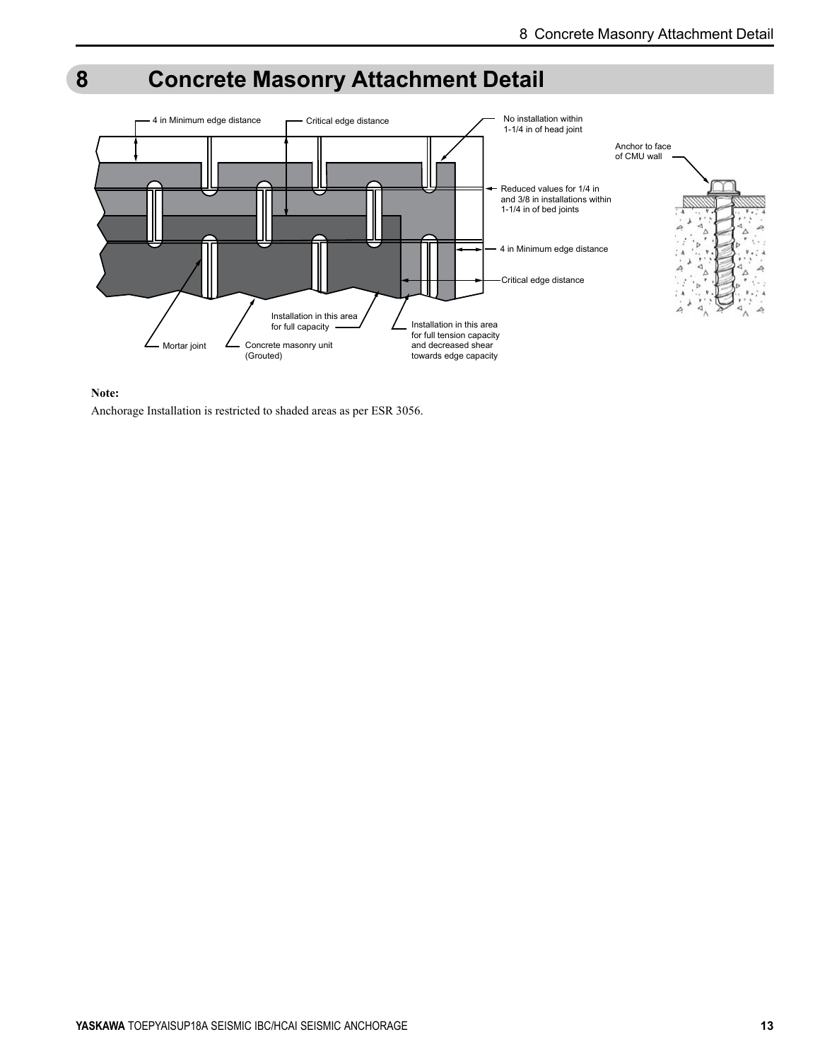# 8 Concrete Masonry Attachment Detail

4 in Minimum edge distance

Critical edge distance

No installation within 1-1/4 in of head joint

Anchor to face of CMU wall

Reduced values for 1/4 in and 3/8 in installations within 1-1/4 in of bed joints

4 in Minimum edge distance

Critical edge distance

Installation in this area for full capacity

Installation in this area for full tension capacity and decreased shear towards edge capacity

Mortar joint

Concrete masonry unit (Grouted)

**Note:**

Anchorage Installation is restricted to shaded areas as per ESR 3056.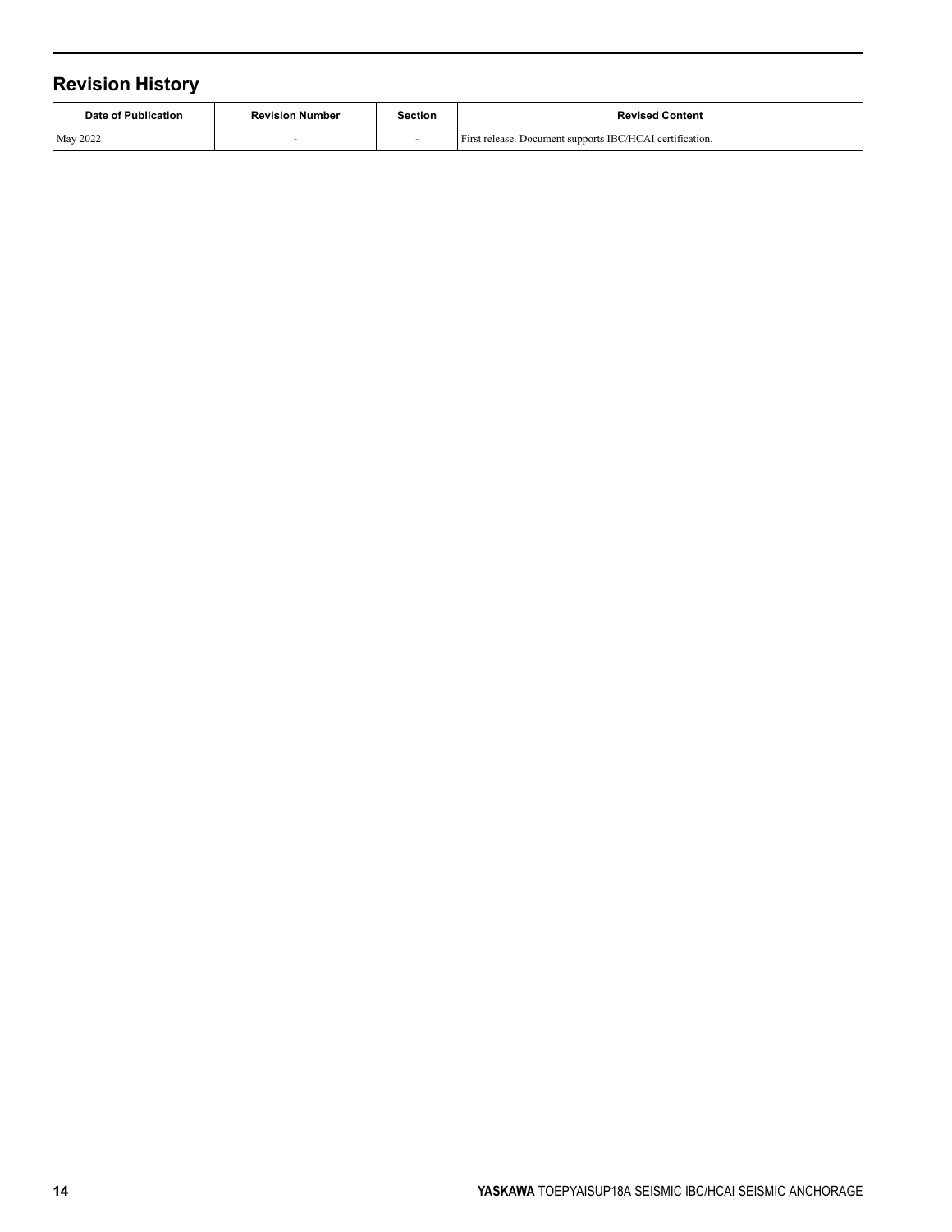## Revision History

| Date of Publication | Revision Number | Section | Revised Content |
|---|---|---|---|
| May 2022 | - | - | First release. Document supports IBC/HCAI certification. |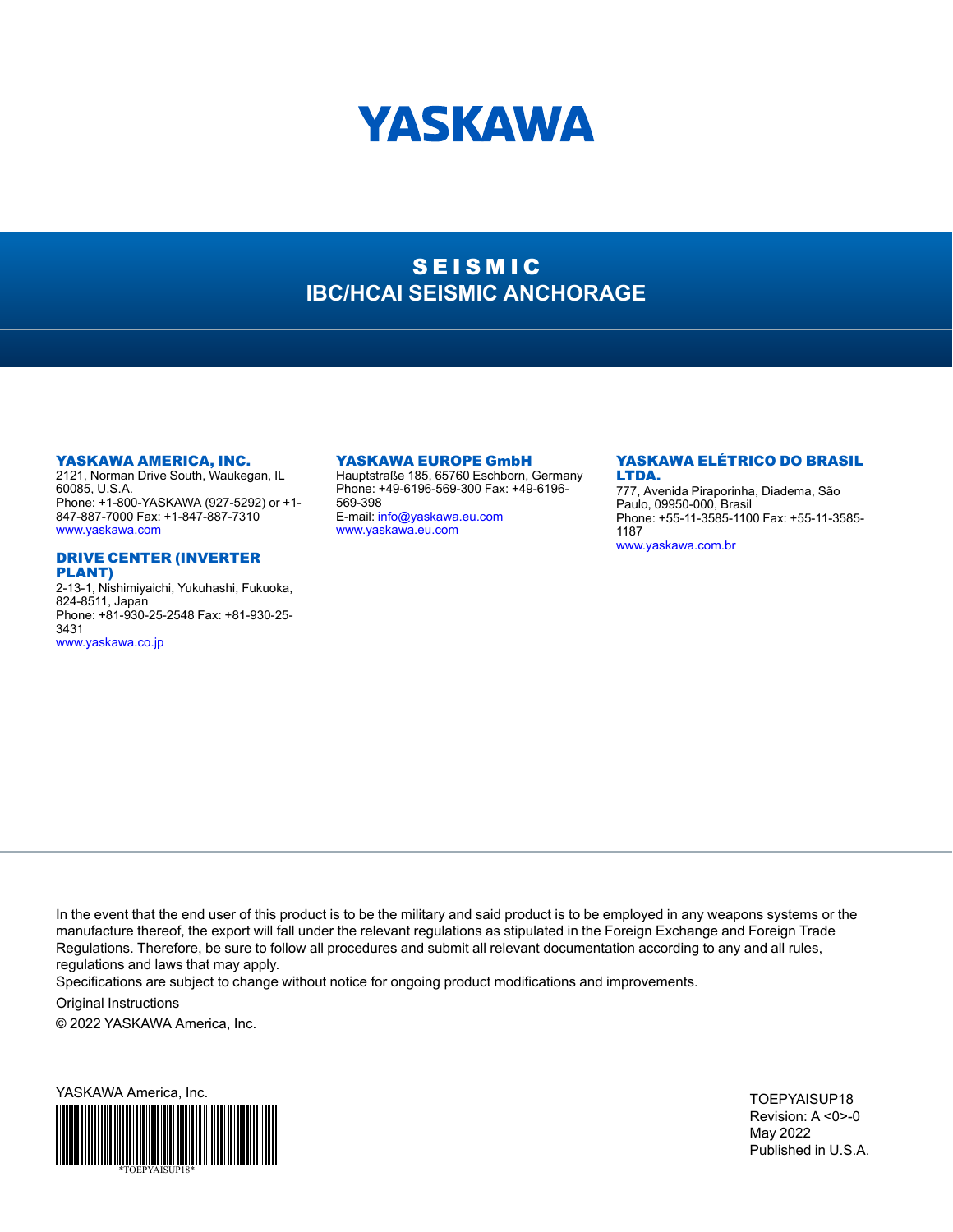# YASKAWA

## SEISMIC
## IBC/HCAI SEISMIC ANCHORAGE

**YASKAWA AMERICA, INC.**
2121, Norman Drive South, Waukegan, IL 60085, U.S.A.
Phone: +1-800-YASKAWA (927-5292) or +1-847-887-7000 Fax: +1-847-887-7310
www.yaskawa.com

**DRIVE CENTER (INVERTER PLANT)**
2-13-1, Nishimiyaichi, Yukuhashi, Fukuoka, 824-8511, Japan
Phone: +81-930-25-2548 Fax: +81-930-25-3431
www.yaskawa.co.jp

**YASKAWA EUROPE GmbH**
Hauptstraße 185, 65760 Eschborn, Germany
Phone: +49-6196-569-300 Fax: +49-6196-569-398
E-mail: info@yaskawa.eu.com
www.yaskawa.eu.com

**YASKAWA ELÉTRICO DO BRASIL LTDA.**
777, Avenida Piraporinha, Diadema, São Paulo, 09950-000, Brasil
Phone: +55-11-3585-1100 Fax: +55-11-3585-1187
www.yaskawa.com.br

In the event that the end user of this product is to be the military and said product is to be employed in any weapons systems or the manufacture thereof, the export will fall under the relevant regulations as stipulated in the Foreign Exchange and Foreign Trade Regulations. Therefore, be sure to follow all procedures and submit all relevant documentation according to any and all rules, regulations and laws that may apply.
Specifications are subject to change without notice for ongoing product modifications and improvements.

Original Instructions

© 2022 YASKAWA America, Inc.

YASKAWA America, Inc.

*TOEPYAISUP18*

TOEPYAISUP18
Revision: A <0>-0
May 2022
Published in U.S.A.